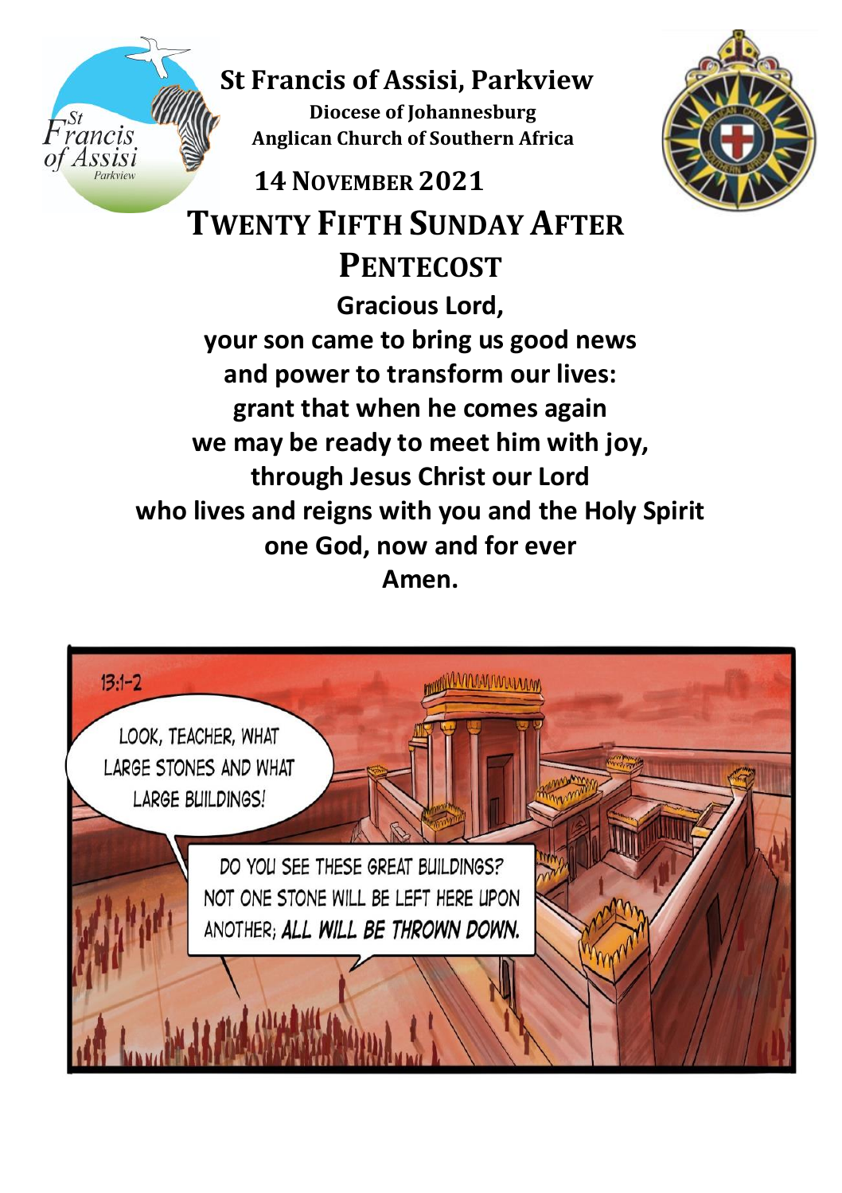# St Francis of Assisi, Parkview

**Diocese of Johannesburg**
**Anglican Church of Southern Africa**

## 14 November 2021

# Twenty Fifth Sunday After Pentecost

**Gracious Lord,**
**your son came to bring us good news**
**and power to transform our lives:**
**grant that when he comes again**
**we may be ready to meet him with joy,**
**through Jesus Christ our Lord**
**who lives and reigns with you and the Holy Spirit**
**one God, now and for ever**
**Amen.**

13:1–2

LOOK, TEACHER, WHAT LARGE STONES AND WHAT LARGE BUILDINGS!

DO YOU SEE THESE GREAT BUILDINGS? NOT ONE STONE WILL BE LEFT HERE UPON ANOTHER; ALL WILL BE THROWN DOWN.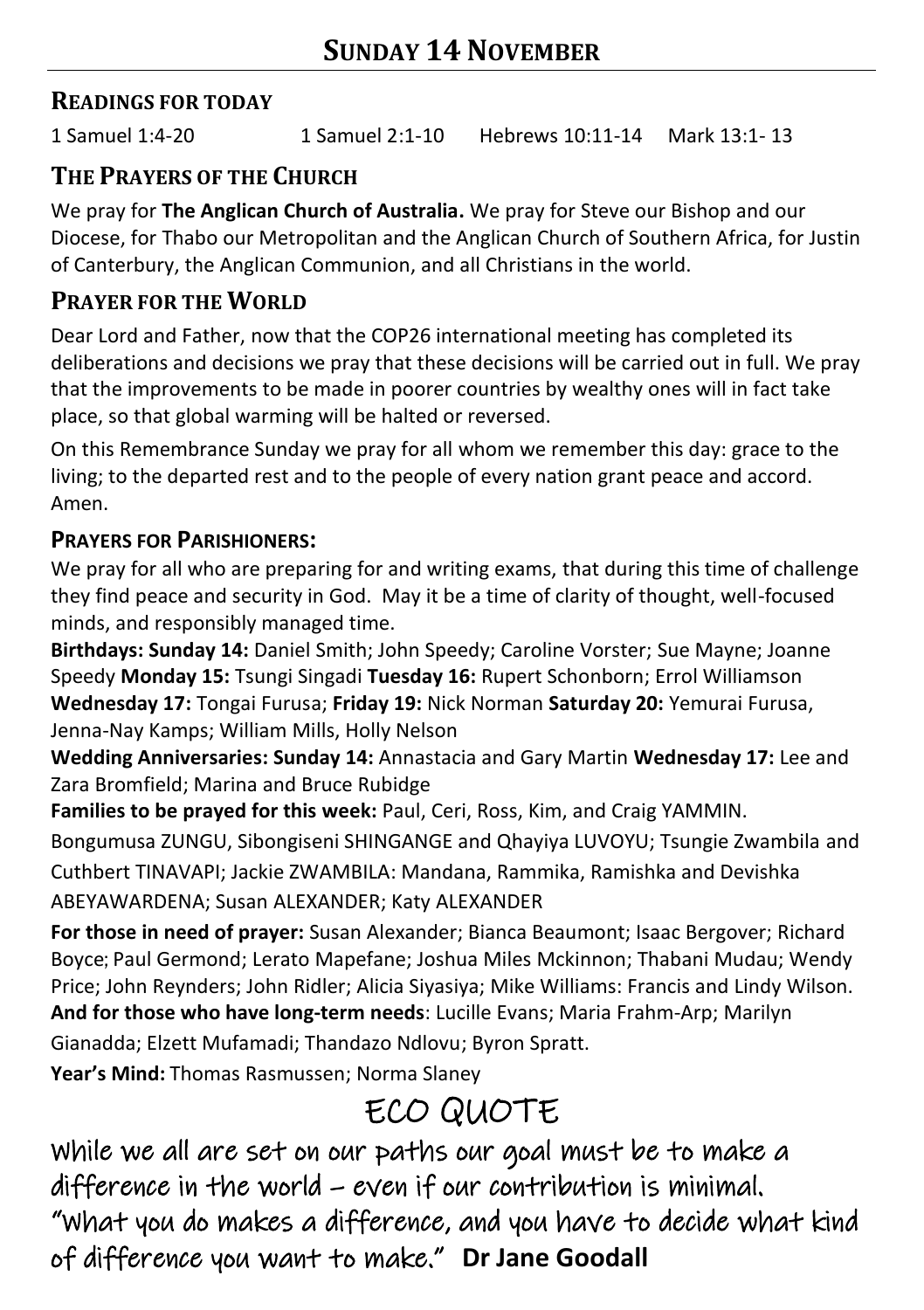# Sunday 14 November

## Readings for today

1 Samuel 1:4-20 1 Samuel 2:1-10 Hebrews 10:11-14 Mark 13:1- 13

## The Prayers of the Church

We pray for **The Anglican Church of Australia.** We pray for Steve our Bishop and our Diocese, for Thabo our Metropolitan and the Anglican Church of Southern Africa, for Justin of Canterbury, the Anglican Communion, and all Christians in the world.

## Prayer for the World

Dear Lord and Father, now that the COP26 international meeting has completed its deliberations and decisions we pray that these decisions will be carried out in full. We pray that the improvements to be made in poorer countries by wealthy ones will in fact take place, so that global warming will be halted or reversed.

On this Remembrance Sunday we pray for all whom we remember this day: grace to the living; to the departed rest and to the people of every nation grant peace and accord. Amen.

### Prayers for Parishioners:

We pray for all who are preparing for and writing exams, that during this time of challenge they find peace and security in God. May it be a time of clarity of thought, well-focused minds, and responsibly managed time.

**Birthdays: Sunday 14:** Daniel Smith; John Speedy; Caroline Vorster; Sue Mayne; Joanne Speedy **Monday 15:** Tsungi Singadi **Tuesday 16:** Rupert Schonborn; Errol Williamson **Wednesday 17:** Tongai Furusa; **Friday 19:** Nick Norman **Saturday 20:** Yemurai Furusa, Jenna-Nay Kamps; William Mills, Holly Nelson

**Wedding Anniversaries: Sunday 14:** Annastacia and Gary Martin **Wednesday 17:** Lee and Zara Bromfield; Marina and Bruce Rubidge

**Families to be prayed for this week:** Paul, Ceri, Ross, Kim, and Craig YAMMIN. Bongumusa ZUNGU, Sibongiseni SHINGANGE and Qhayiya LUVOYU; Tsungie Zwambila and Cuthbert TINAVAPI; Jackie ZWAMBILA: Mandana, Rammika, Ramishka and Devishka ABEYAWARDENA; Susan ALEXANDER; Katy ALEXANDER

**For those in need of prayer:** Susan Alexander; Bianca Beaumont; Isaac Bergover; Richard Boyce; Paul Germond; Lerato Mapefane; Joshua Miles Mckinnon; Thabani Mudau; Wendy Price; John Reynders; John Ridler; Alicia Siyasiya; Mike Williams: Francis and Lindy Wilson.

**And for those who have long-term needs**: Lucille Evans; Maria Frahm-Arp; Marilyn Gianadda; Elzett Mufamadi; Thandazo Ndlovu; Byron Spratt.

**Year's Mind:** Thomas Rasmussen; Norma Slaney

## ECO QUOTE

While we all are set on our paths our goal must be to make a difference in the world – even if our contribution is minimal. "What you do makes a difference, and you have to decide what kind of difference you want to make." **Dr Jane Goodall**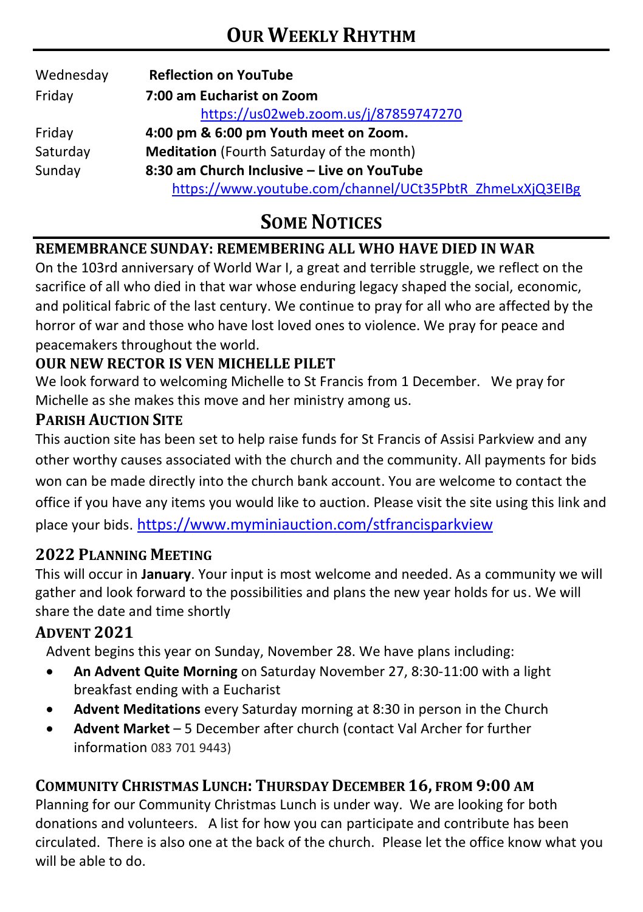# Our Weekly Rhythm

| | |
|---|---|
| Wednesday | **Reflection on YouTube** |
| Friday | **7:00 am Eucharist on Zoom** https://us02web.zoom.us/j/87859747270 |
| Friday | **4:00 pm & 6:00 pm Youth meet on Zoom.** |
| Saturday | **Meditation** (Fourth Saturday of the month) |
| Sunday | **8:30 am Church Inclusive – Live on YouTube** https://www.youtube.com/channel/UCt35PbtR_ZhmeLxXjQ3EIBg |

# Some Notices

### REMEMBRANCE SUNDAY: REMEMBERING ALL WHO HAVE DIED IN WAR

On the 103rd anniversary of World War I, a great and terrible struggle, we reflect on the sacrifice of all who died in that war whose enduring legacy shaped the social, economic, and political fabric of the last century. We continue to pray for all who are affected by the horror of war and those who have lost loved ones to violence. We pray for peace and peacemakers throughout the world.

### OUR NEW RECTOR IS VEN MICHELLE PILET

We look forward to welcoming Michelle to St Francis from 1 December. We pray for Michelle as she makes this move and her ministry among us.

### Parish Auction Site

This auction site has been set to help raise funds for St Francis of Assisi Parkview and any other worthy causes associated with the church and the community. All payments for bids won can be made directly into the church bank account. You are welcome to contact the office if you have any items you would like to auction. Please visit the site using this link and place your bids. https://www.myminiauction.com/stfrancisparkview

### 2022 Planning Meeting

This will occur in **January**. Your input is most welcome and needed. As a community we will gather and look forward to the possibilities and plans the new year holds for us. We will share the date and time shortly

### Advent 2021

Advent begins this year on Sunday, November 28. We have plans including:

- **An Advent Quite Morning** on Saturday November 27, 8:30-11:00 with a light breakfast ending with a Eucharist
- **Advent Meditations** every Saturday morning at 8:30 in person in the Church
- **Advent Market** – 5 December after church (contact Val Archer for further information 083 701 9443)

### Community Christmas Lunch: Thursday December 16, from 9:00 am

Planning for our Community Christmas Lunch is under way. We are looking for both donations and volunteers. A list for how you can participate and contribute has been circulated. There is also one at the back of the church. Please let the office know what you will be able to do.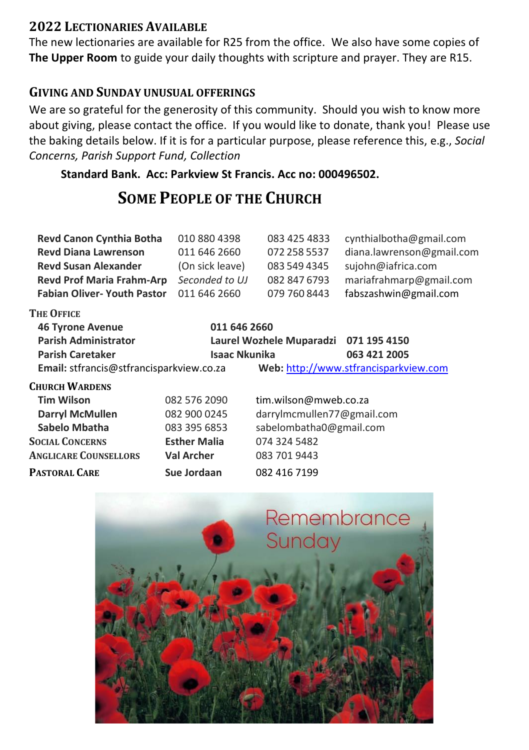## 2022 Lectionaries Available

The new lectionaries are available for R25 from the office. We also have some copies of **The Upper Room** to guide your daily thoughts with scripture and prayer. They are R15.

## Giving and Sunday unusual offerings

We are so grateful for the generosity of this community. Should you wish to know more about giving, please contact the office. If you would like to donate, thank you! Please use the baking details below. If it is for a particular purpose, please reference this, e.g., *Social Concerns, Parish Support Fund, Collection*

**Standard Bank. Acc: Parkview St Francis. Acc no: 000496502.**

# Some People of the Church

| | | | |
|---|---|---|---|
| **Revd Canon Cynthia Botha** | 010 880 4398 | 083 425 4833 | cynthialbotha@gmail.com |
| **Revd Diana Lawrenson** | 011 646 2660 | 072 258 5537 | diana.lawrenson@gmail.com |
| **Revd Susan Alexander** | (On sick leave) | 083 549 4345 | sujohn@iafrica.com |
| **Revd Prof Maria Frahm-Arp** | *Seconded to UJ* | 082 847 6793 | mariafrahmarp@gmail.com |
| **Fabian Oliver- Youth Pastor** | 011 646 2660 | 079 760 8443 | fabszashwin@gmail.com |

**The Office**

| | | |
|---|---|---|
| **46 Tyrone Avenue** | **011 646 2660** | |
| **Parish Administrator** | **Laurel Wozhele Muparadzi** | **071 195 4150** |
| **Parish Caretaker** | **Isaac Nkunika** | **063 421 2005** |

**Email:** stfrancis@stfrancisparkview.co.za **Web:** http://www.stfrancisparkview.com

**Church Wardens**

| | | |
|---|---|---|
| **Tim Wilson** | 082 576 2090 | tim.wilson@mweb.co.za |
| **Darryl McMullen** | 082 900 0245 | darrylmcmullen77@gmail.com |
| **Sabelo Mbatha** | 083 395 6853 | sabelombatha0@gmail.com |
| **Social Concerns** | **Esther Malia** | 074 324 5482 |
| **Anglicare Counsellors** | **Val Archer** | 083 701 9443 |
| **Pastoral Care** | **Sue Jordaan** | 082 416 7199 |

Remembrance Sunday